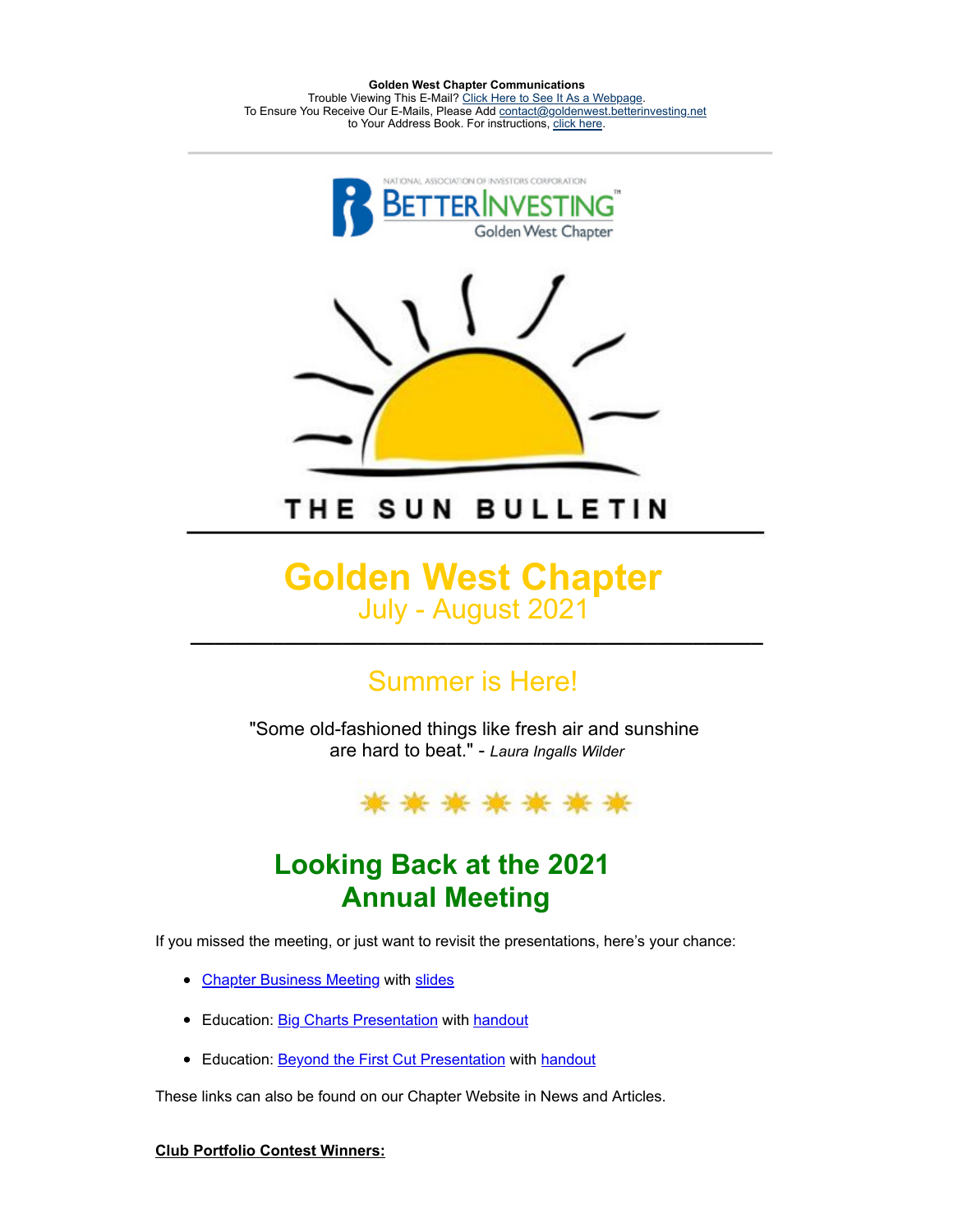**Golden West Chapter Communications**
Trouble Viewing This E-Mail? [Click Here to See It As a Webpage](#).
To Ensure You Receive Our E-Mails, Please Add [contact@goldenwest.betterinvesting.net](mailto:contact@goldenwest.betterinvesting.net)
to Your Address Book. For instructions, [click here](#).

---

NATIONAL ASSOCIATION OF INVESTORS CORPORATION
BETTERINVESTING™
Golden West Chapter

THE SUN BULLETIN

---

# Golden West Chapter

## July - August 2021

---

## Summer is Here!

"Some old-fashioned things like fresh air and sunshine are hard to beat." - *Laura Ingalls Wilder*

## Looking Back at the 2021 Annual Meeting

If you missed the meeting, or just want to revisit the presentations, here's your chance:

- [Chapter Business Meeting](#) with [slides](#)
- Education: [Big Charts Presentation](#) with [handout](#)
- Education: [Beyond the First Cut Presentation](#) with [handout](#)

These links can also be found on our Chapter Website in News and Articles.

**Club Portfolio Contest Winners:**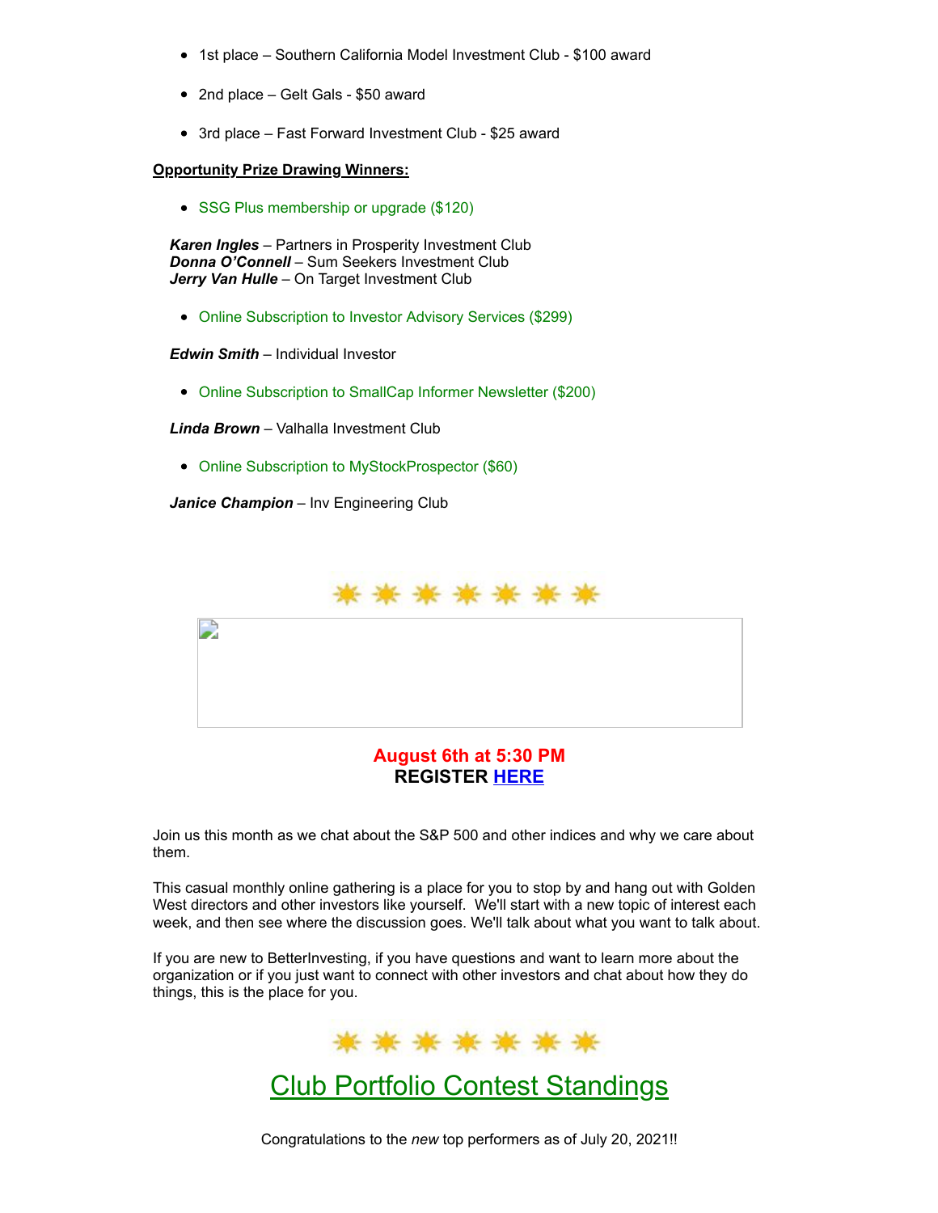- 1st place – Southern California Model Investment Club - $100 award
- 2nd place – Gelt Gals - $50 award
- 3rd place – Fast Forward Investment Club - $25 award

**Opportunity Prize Drawing Winners:**

- SSG Plus membership or upgrade ($120)

***Karen Ingles*** – Partners in Prosperity Investment Club
***Donna O'Connell*** – Sum Seekers Investment Club
***Jerry Van Hulle*** – On Target Investment Club

- Online Subscription to Investor Advisory Services ($299)

***Edwin Smith*** – Individual Investor

- Online Subscription to SmallCap Informer Newsletter ($200)

***Linda Brown*** – Valhalla Investment Club

- Online Subscription to MyStockProspector ($60)

***Janice Champion*** – Inv Engineering Club

**August 6th at 5:30 PM**
**REGISTER HERE**

Join us this month as we chat about the S&P 500 and other indices and why we care about them.

This casual monthly online gathering is a place for you to stop by and hang out with Golden West directors and other investors like yourself. We'll start with a new topic of interest each week, and then see where the discussion goes. We'll talk about what you want to talk about.

If you are new to BetterInvesting, if you have questions and want to learn more about the organization or if you just want to connect with other investors and chat about how they do things, this is the place for you.

# Club Portfolio Contest Standings

Congratulations to the *new* top performers as of July 20, 2021!!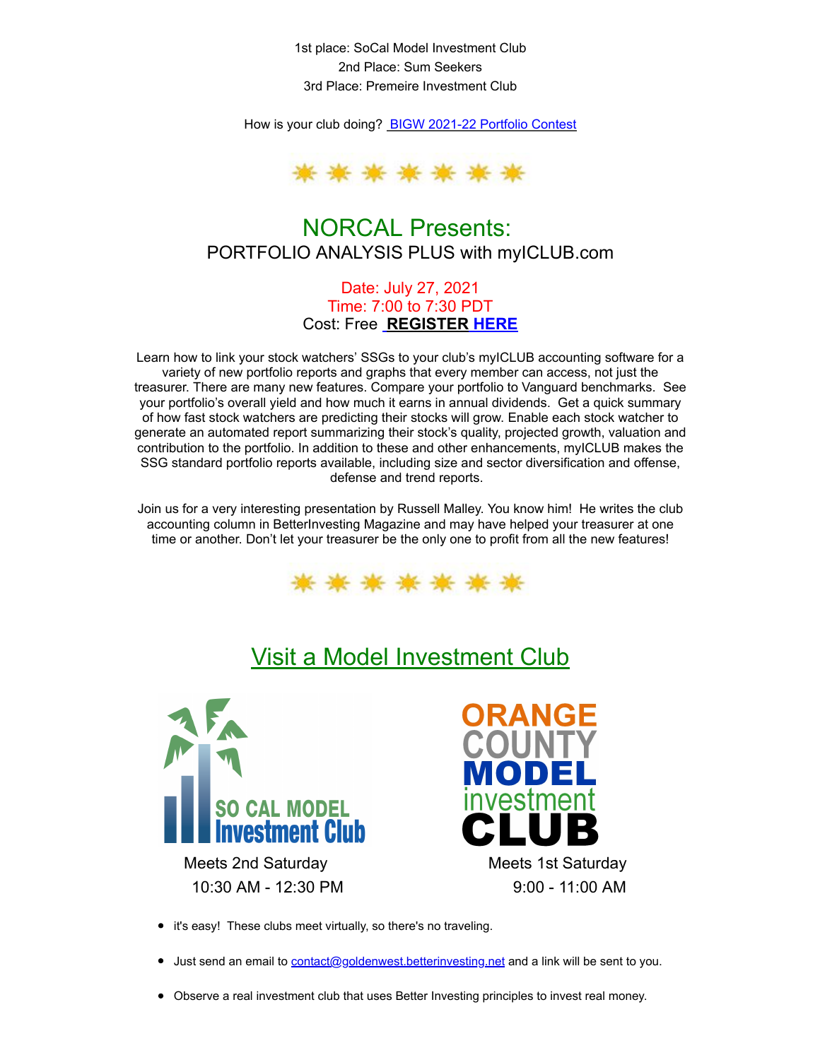1st place: SoCal Model Investment Club
2nd Place: Sum Seekers
3rd Place: Premeire Investment Club

How is your club doing? [BIGW 2021-22 Portfolio Contest]

## NORCAL Presents:

### PORTFOLIO ANALYSIS PLUS with myICLUB.com

Date: July 27, 2021
Time: 7:00 to 7:30 PDT
Cost: Free **REGISTER HERE**

Learn how to link your stock watchers' SSGs to your club's myICLUB accounting software for a variety of new portfolio reports and graphs that every member can access, not just the treasurer. There are many new features. Compare your portfolio to Vanguard benchmarks. See your portfolio's overall yield and how much it earns in annual dividends. Get a quick summary of how fast stock watchers are predicting their stocks will grow. Enable each stock watcher to generate an automated report summarizing their stock's quality, projected growth, valuation and contribution to the portfolio. In addition to these and other enhancements, myICLUB makes the SSG standard portfolio reports available, including size and sector diversification and offense, defense and trend reports.

Join us for a very interesting presentation by Russell Malley. You know him! He writes the club accounting column in BetterInvesting Magazine and may have helped your treasurer at one time or another. Don't let your treasurer be the only one to profit from all the new features!

## Visit a Model Investment Club

SO CAL MODEL Investment Club
Meets 2nd Saturday
10:30 AM - 12:30 PM

ORANGE COUNTY MODEL investment CLUB
Meets 1st Saturday
9:00 - 11:00 AM

- it's easy! These clubs meet virtually, so there's no traveling.
- Just send an email to contact@goldenwest.betterinvesting.net and a link will be sent to you.
- Observe a real investment club that uses Better Investing principles to invest real money.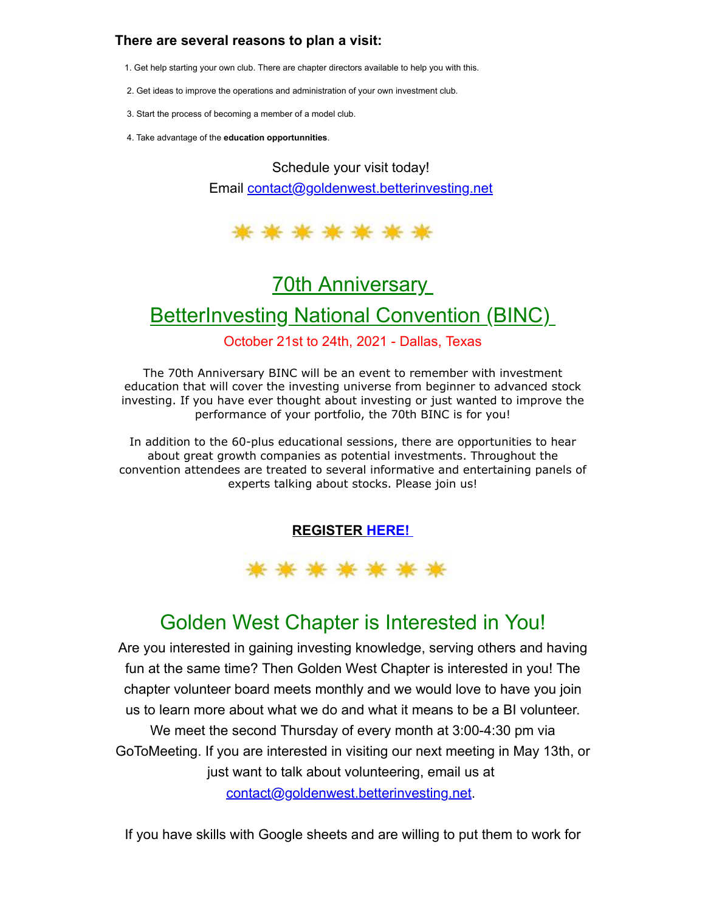### There are several reasons to plan a visit:

1. Get help starting your own club. There are chapter directors available to help you with this.
2. Get ideas to improve the operations and administration of your own investment club.
3. Start the process of becoming a member of a model club.
4. Take advantage of the **education opportunnities**.

Schedule your visit today!
Email contact@goldenwest.betterinvesting.net

## 70th Anniversary BetterInvesting National Convention (BINC)

October 21st to 24th, 2021 - Dallas, Texas

The 70th Anniversary BINC will be an event to remember with investment education that will cover the investing universe from beginner to advanced stock investing. If you have ever thought about investing or just wanted to improve the performance of your portfolio, the 70th BINC is for you!

In addition to the 60-plus educational sessions, there are opportunities to hear about great growth companies as potential investments. Throughout the convention attendees are treated to several informative and entertaining panels of experts talking about stocks. Please join us!

**REGISTER HERE!**

## Golden West Chapter is Interested in You!

Are you interested in gaining investing knowledge, serving others and having fun at the same time? Then Golden West Chapter is interested in you! The chapter volunteer board meets monthly and we would love to have you join us to learn more about what we do and what it means to be a BI volunteer. We meet the second Thursday of every month at 3:00-4:30 pm via GoToMeeting. If you are interested in visiting our next meeting in May 13th, or just want to talk about volunteering, email us at contact@goldenwest.betterinvesting.net.

If you have skills with Google sheets and are willing to put them to work for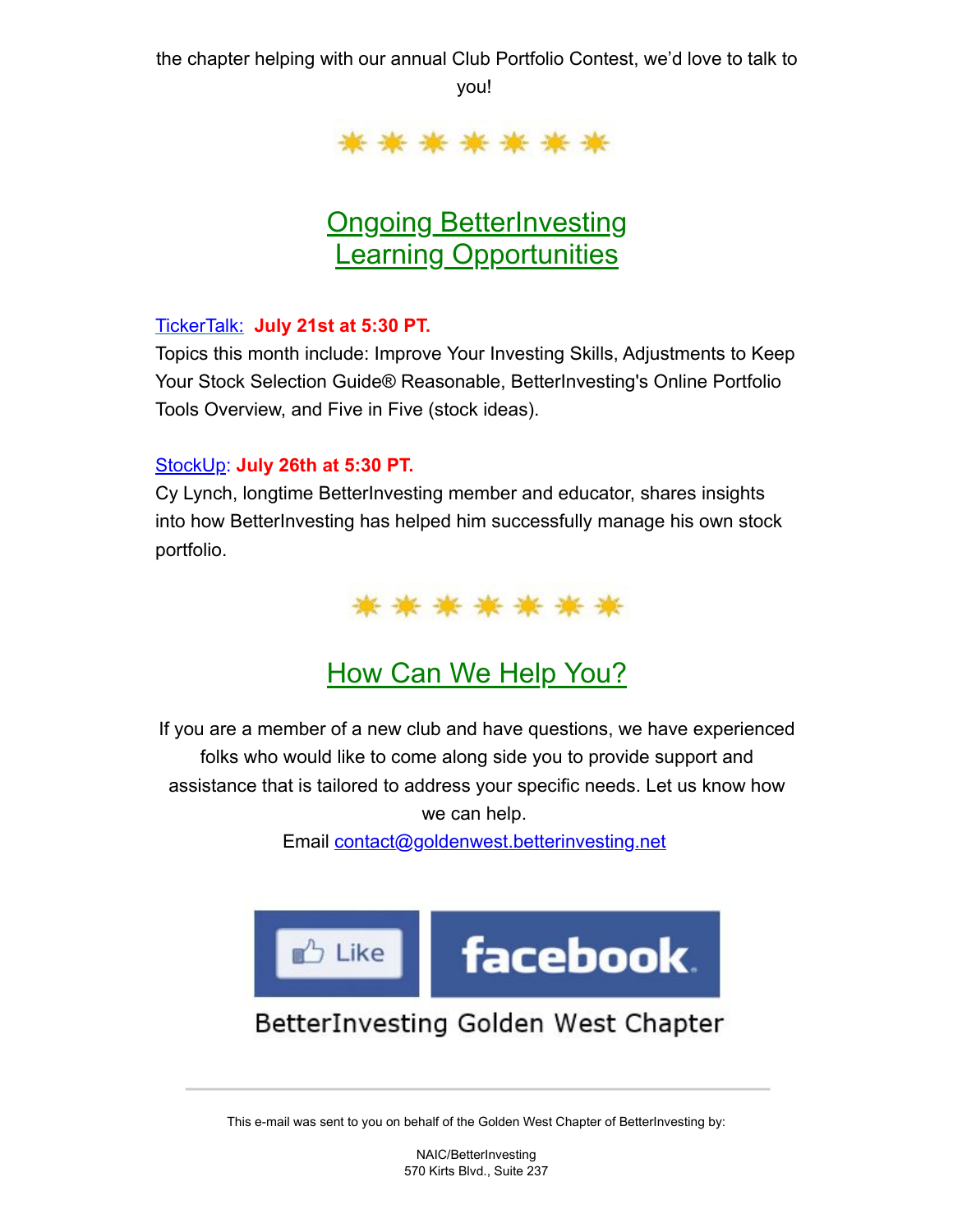the chapter helping with our annual Club Portfolio Contest, we'd love to talk to you!

## Ongoing BetterInvesting Learning Opportunities

TickerTalk: **July 21st at 5:30 PT.**
Topics this month include: Improve Your Investing Skills, Adjustments to Keep Your Stock Selection Guide® Reasonable, BetterInvesting's Online Portfolio Tools Overview, and Five in Five (stock ideas).

StockUp: **July 26th at 5:30 PT.**
Cy Lynch, longtime BetterInvesting member and educator, shares insights into how BetterInvesting has helped him successfully manage his own stock portfolio.

## How Can We Help You?

If you are a member of a new club and have questions, we have experienced folks who would like to come along side you to provide support and assistance that is tailored to address your specific needs. Let us know how we can help.
Email contact@goldenwest.betterinvesting.net

Like facebook
BetterInvesting Golden West Chapter

---

This e-mail was sent to you on behalf of the Golden West Chapter of BetterInvesting by:

NAIC/BetterInvesting
570 Kirts Blvd., Suite 237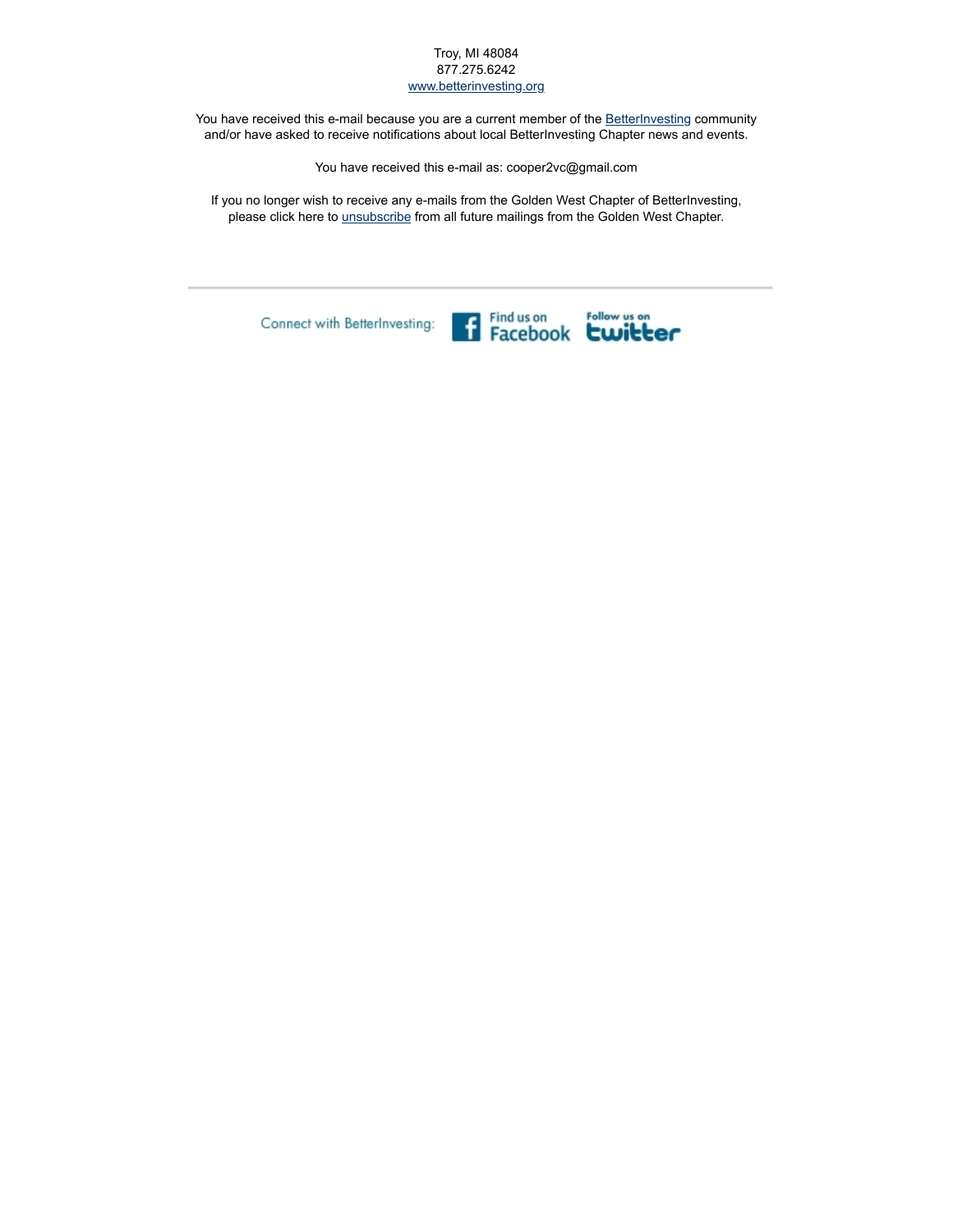Troy, MI 48084
877.275.6242
www.betterinvesting.org

You have received this e-mail because you are a current member of the BetterInvesting community and/or have asked to receive notifications about local BetterInvesting Chapter news and events.

You have received this e-mail as: cooper2vc@gmail.com

If you no longer wish to receive any e-mails from the Golden West Chapter of BetterInvesting, please click here to unsubscribe from all future mailings from the Golden West Chapter.

---

Connect with BetterInvesting: Find us on Facebook Follow us on twitter